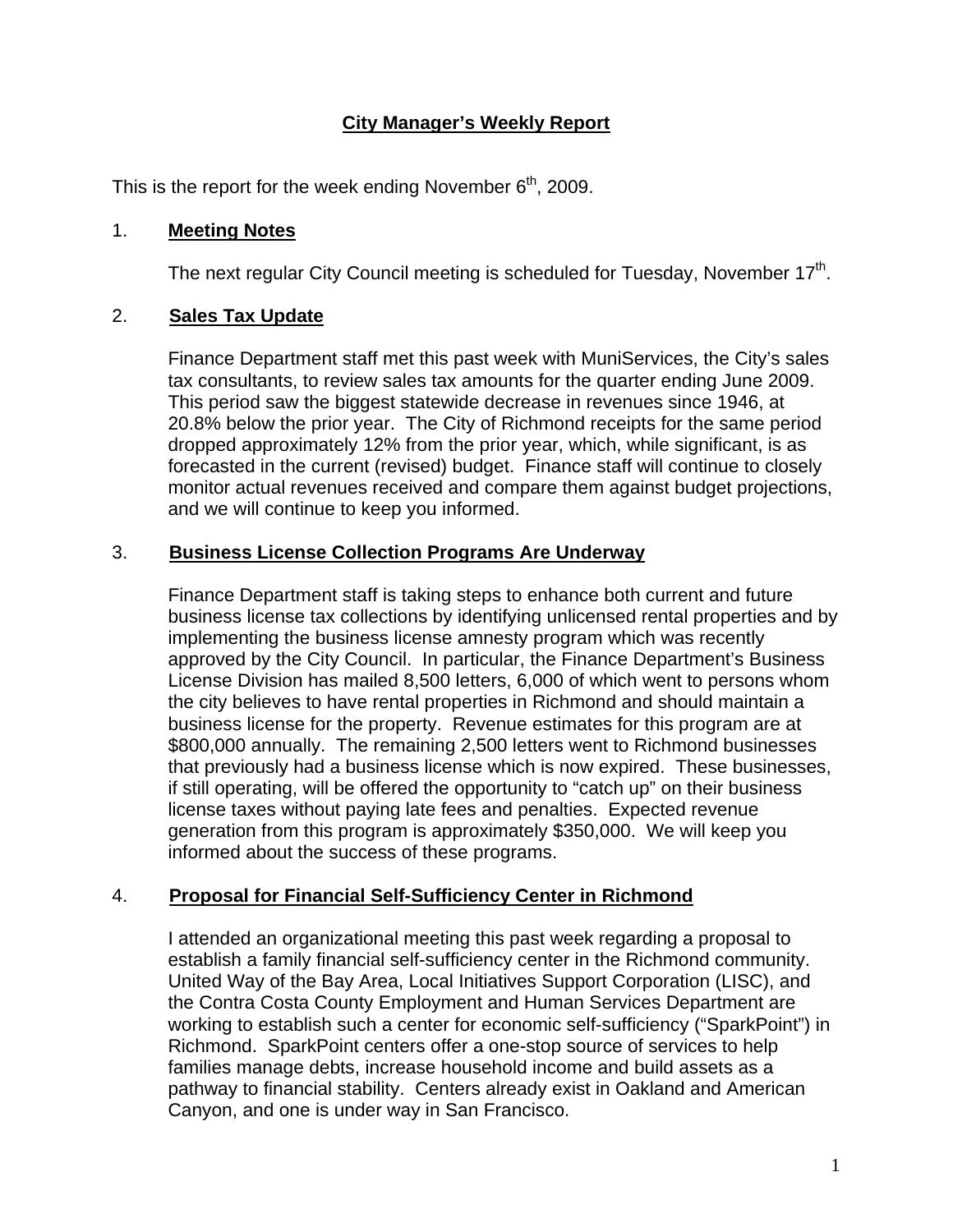# City Manager's Weekly Report

This is the report for the week ending November 6th, 2009.

## 1. Meeting Notes

The next regular City Council meeting is scheduled for Tuesday, November 17th.

## 2. Sales Tax Update

Finance Department staff met this past week with MuniServices, the City's sales tax consultants, to review sales tax amounts for the quarter ending June 2009. This period saw the biggest statewide decrease in revenues since 1946, at 20.8% below the prior year. The City of Richmond receipts for the same period dropped approximately 12% from the prior year, which, while significant, is as forecasted in the current (revised) budget. Finance staff will continue to closely monitor actual revenues received and compare them against budget projections, and we will continue to keep you informed.

## 3. Business License Collection Programs Are Underway

Finance Department staff is taking steps to enhance both current and future business license tax collections by identifying unlicensed rental properties and by implementing the business license amnesty program which was recently approved by the City Council. In particular, the Finance Department's Business License Division has mailed 8,500 letters, 6,000 of which went to persons whom the city believes to have rental properties in Richmond and should maintain a business license for the property. Revenue estimates for this program are at $800,000 annually. The remaining 2,500 letters went to Richmond businesses that previously had a business license which is now expired. These businesses, if still operating, will be offered the opportunity to "catch up" on their business license taxes without paying late fees and penalties. Expected revenue generation from this program is approximately $350,000. We will keep you informed about the success of these programs.

## 4. Proposal for Financial Self-Sufficiency Center in Richmond

I attended an organizational meeting this past week regarding a proposal to establish a family financial self-sufficiency center in the Richmond community. United Way of the Bay Area, Local Initiatives Support Corporation (LISC), and the Contra Costa County Employment and Human Services Department are working to establish such a center for economic self-sufficiency ("SparkPoint") in Richmond. SparkPoint centers offer a one-stop source of services to help families manage debts, increase household income and build assets as a pathway to financial stability. Centers already exist in Oakland and American Canyon, and one is under way in San Francisco.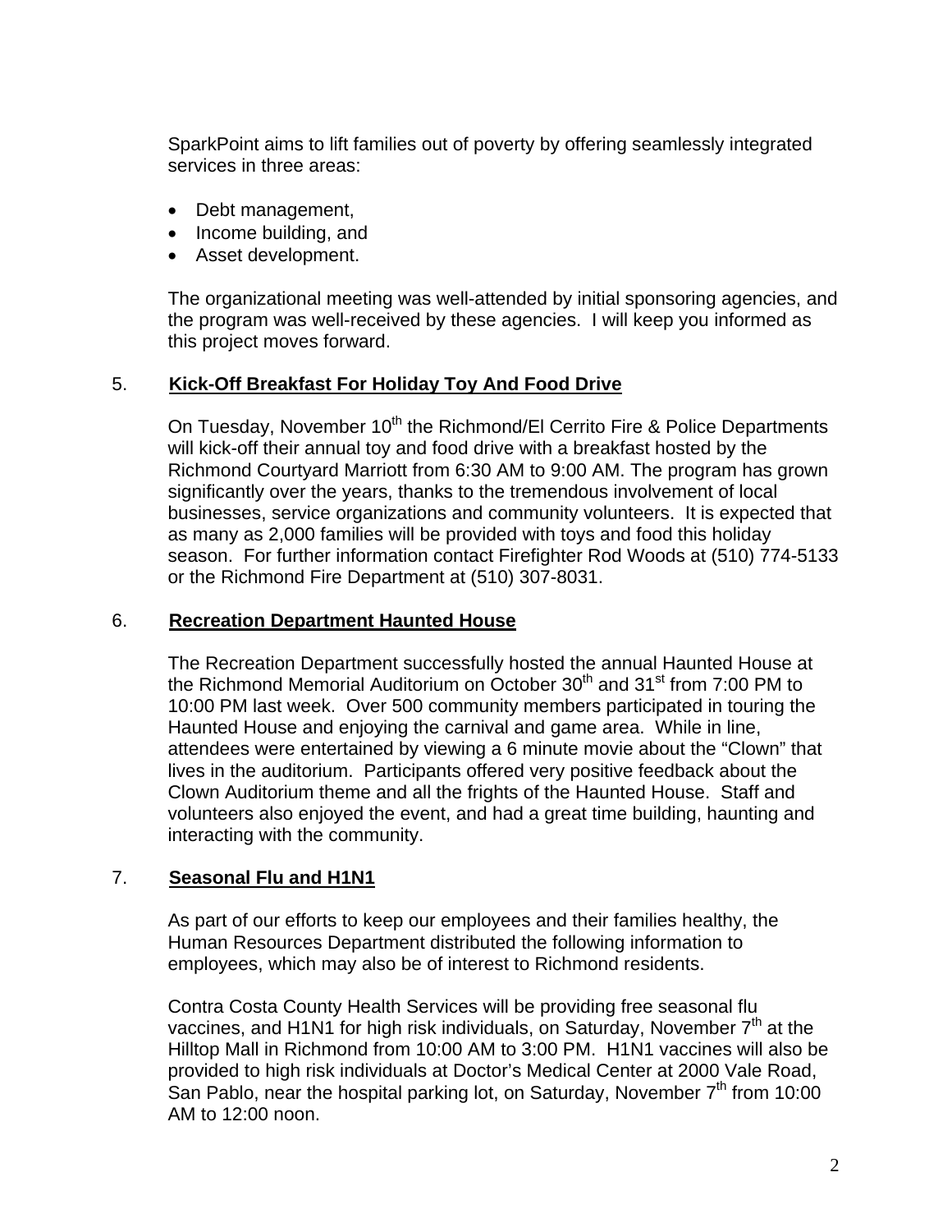SparkPoint aims to lift families out of poverty by offering seamlessly integrated services in three areas:

- Debt management,
- Income building, and
- Asset development.

The organizational meeting was well-attended by initial sponsoring agencies, and the program was well-received by these agencies. I will keep you informed as this project moves forward.

5. **Kick-Off Breakfast For Holiday Toy And Food Drive**

On Tuesday, November 10th the Richmond/El Cerrito Fire & Police Departments will kick-off their annual toy and food drive with a breakfast hosted by the Richmond Courtyard Marriott from 6:30 AM to 9:00 AM. The program has grown significantly over the years, thanks to the tremendous involvement of local businesses, service organizations and community volunteers. It is expected that as many as 2,000 families will be provided with toys and food this holiday season. For further information contact Firefighter Rod Woods at (510) 774-5133 or the Richmond Fire Department at (510) 307-8031.

6. **Recreation Department Haunted House**

The Recreation Department successfully hosted the annual Haunted House at the Richmond Memorial Auditorium on October 30th and 31st from 7:00 PM to 10:00 PM last week. Over 500 community members participated in touring the Haunted House and enjoying the carnival and game area. While in line, attendees were entertained by viewing a 6 minute movie about the "Clown" that lives in the auditorium. Participants offered very positive feedback about the Clown Auditorium theme and all the frights of the Haunted House. Staff and volunteers also enjoyed the event, and had a great time building, haunting and interacting with the community.

7. **Seasonal Flu and H1N1**

As part of our efforts to keep our employees and their families healthy, the Human Resources Department distributed the following information to employees, which may also be of interest to Richmond residents.

Contra Costa County Health Services will be providing free seasonal flu vaccines, and H1N1 for high risk individuals, on Saturday, November 7th at the Hilltop Mall in Richmond from 10:00 AM to 3:00 PM. H1N1 vaccines will also be provided to high risk individuals at Doctor's Medical Center at 2000 Vale Road, San Pablo, near the hospital parking lot, on Saturday, November 7th from 10:00 AM to 12:00 noon.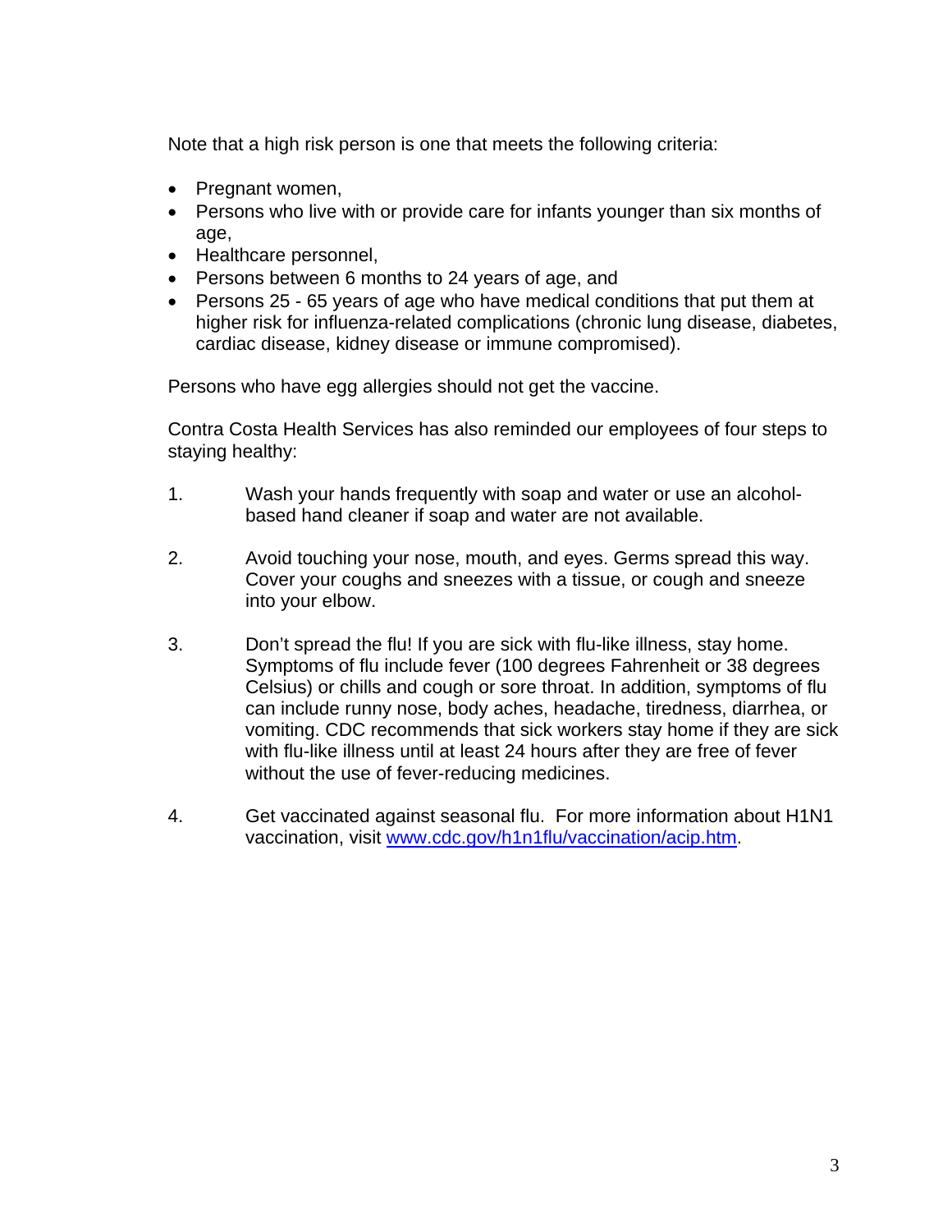Note that a high risk person is one that meets the following criteria:

- Pregnant women,
- Persons who live with or provide care for infants younger than six months of age,
- Healthcare personnel,
- Persons between 6 months to 24 years of age, and
- Persons 25 - 65 years of age who have medical conditions that put them at higher risk for influenza-related complications (chronic lung disease, diabetes, cardiac disease, kidney disease or immune compromised).

Persons who have egg allergies should not get the vaccine.

Contra Costa Health Services has also reminded our employees of four steps to staying healthy:

1. Wash your hands frequently with soap and water or use an alcohol-based hand cleaner if soap and water are not available.

2. Avoid touching your nose, mouth, and eyes. Germs spread this way. Cover your coughs and sneezes with a tissue, or cough and sneeze into your elbow.

3. Don't spread the flu! If you are sick with flu-like illness, stay home. Symptoms of flu include fever (100 degrees Fahrenheit or 38 degrees Celsius) or chills and cough or sore throat. In addition, symptoms of flu can include runny nose, body aches, headache, tiredness, diarrhea, or vomiting. CDC recommends that sick workers stay home if they are sick with flu-like illness until at least 24 hours after they are free of fever without the use of fever-reducing medicines.

4. Get vaccinated against seasonal flu. For more information about H1N1 vaccination, visit [www.cdc.gov/h1n1flu/vaccination/acip.htm](www.cdc.gov/h1n1flu/vaccination/acip.htm).